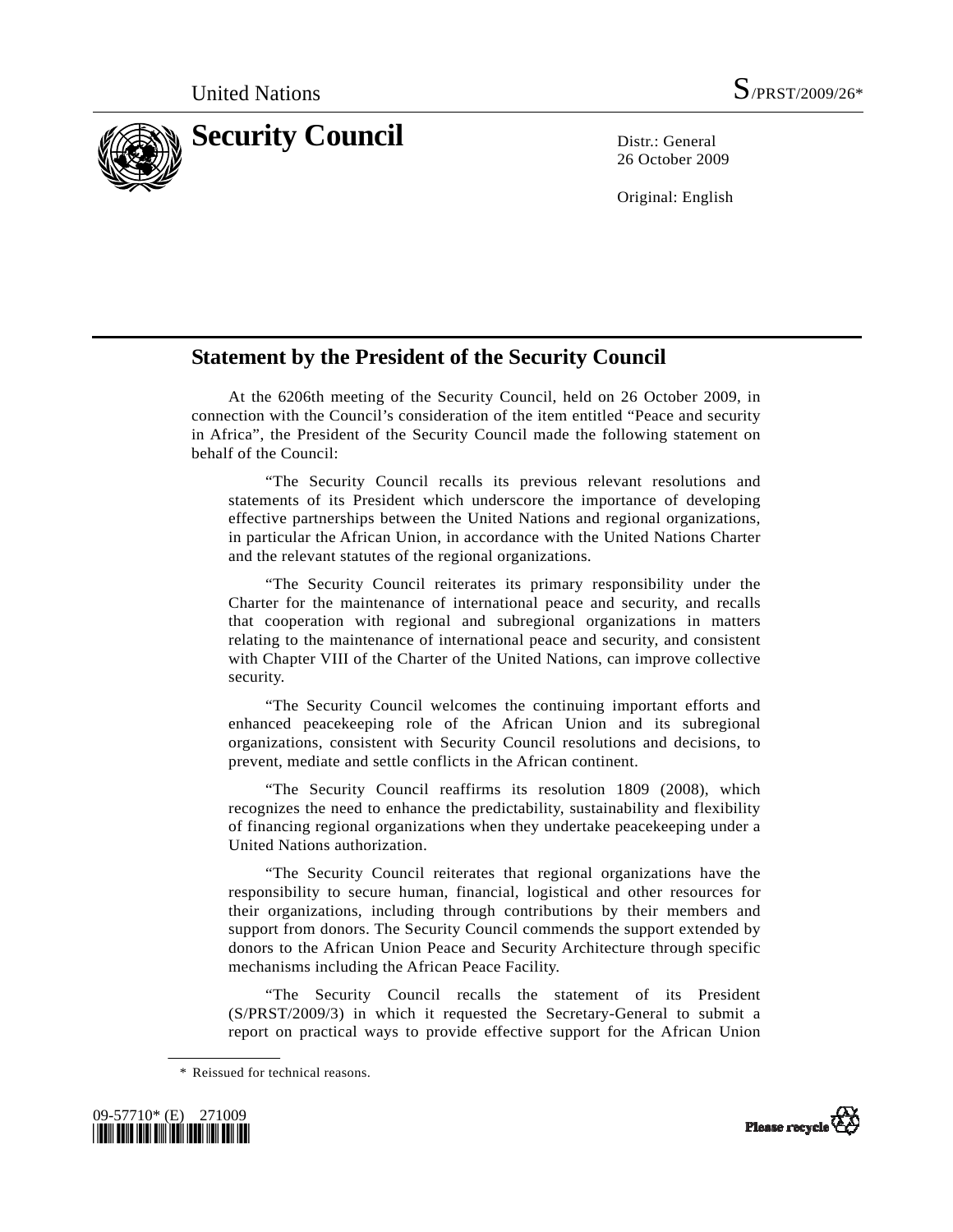United Nations S/PRST/2009/26*

# Security Council

Distr.: General
26 October 2009

Original: English

## Statement by the President of the Security Council

At the 6206th meeting of the Security Council, held on 26 October 2009, in connection with the Council's consideration of the item entitled "Peace and security in Africa", the President of the Security Council made the following statement on behalf of the Council:

"The Security Council recalls its previous relevant resolutions and statements of its President which underscore the importance of developing effective partnerships between the United Nations and regional organizations, in particular the African Union, in accordance with the United Nations Charter and the relevant statutes of the regional organizations.

"The Security Council reiterates its primary responsibility under the Charter for the maintenance of international peace and security, and recalls that cooperation with regional and subregional organizations in matters relating to the maintenance of international peace and security, and consistent with Chapter VIII of the Charter of the United Nations, can improve collective security.

"The Security Council welcomes the continuing important efforts and enhanced peacekeeping role of the African Union and its subregional organizations, consistent with Security Council resolutions and decisions, to prevent, mediate and settle conflicts in the African continent.

"The Security Council reaffirms its resolution 1809 (2008), which recognizes the need to enhance the predictability, sustainability and flexibility of financing regional organizations when they undertake peacekeeping under a United Nations authorization.

"The Security Council reiterates that regional organizations have the responsibility to secure human, financial, logistical and other resources for their organizations, including through contributions by their members and support from donors. The Security Council commends the support extended by donors to the African Union Peace and Security Architecture through specific mechanisms including the African Peace Facility.

"The Security Council recalls the statement of its President (S/PRST/2009/3) in which it requested the Secretary-General to submit a report on practical ways to provide effective support for the African Union

\* Reissued for technical reasons.

09-57710* (E) 271009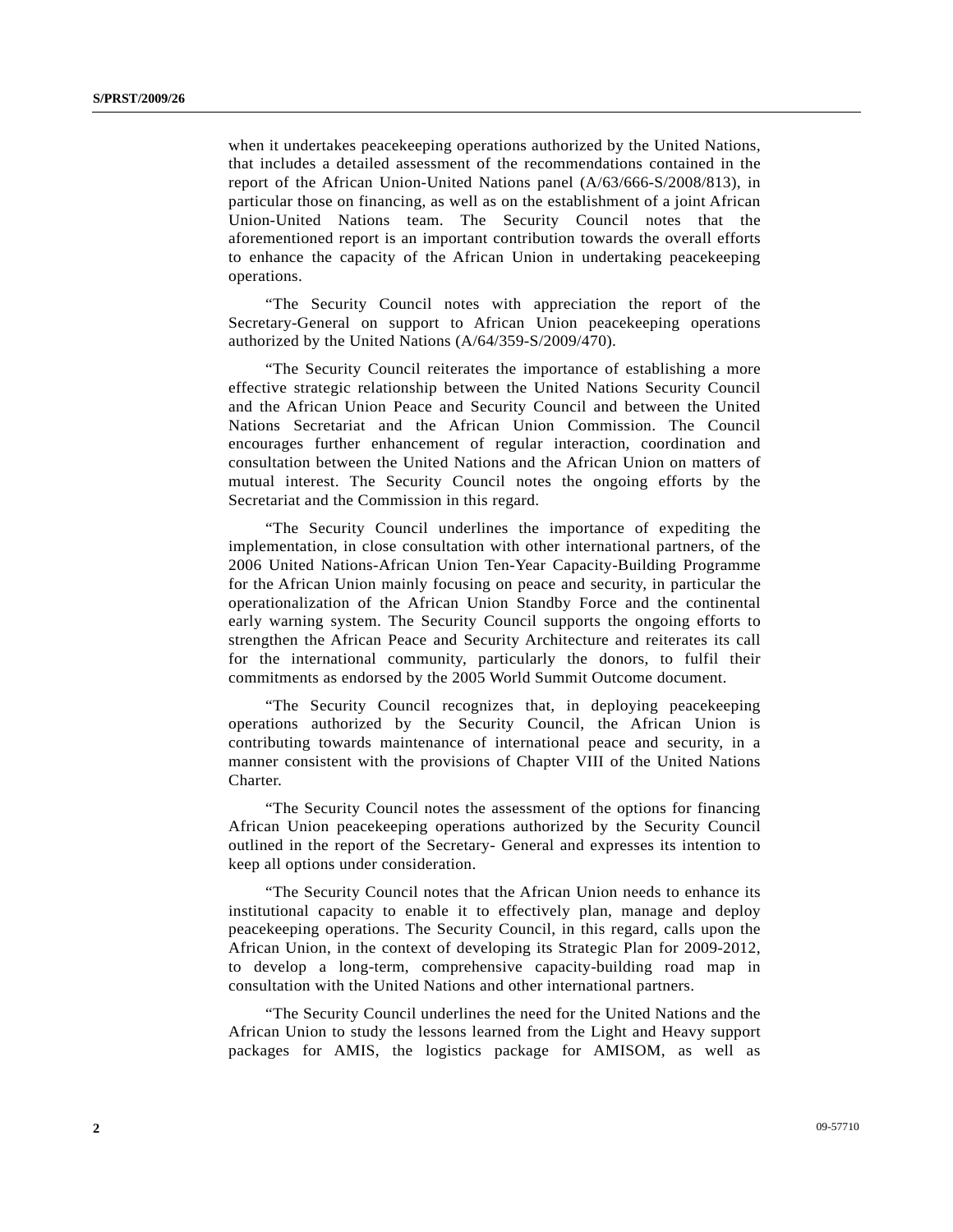when it undertakes peacekeeping operations authorized by the United Nations, that includes a detailed assessment of the recommendations contained in the report of the African Union-United Nations panel (A/63/666-S/2008/813), in particular those on financing, as well as on the establishment of a joint African Union-United Nations team. The Security Council notes that the aforementioned report is an important contribution towards the overall efforts to enhance the capacity of the African Union in undertaking peacekeeping operations.

"The Security Council notes with appreciation the report of the Secretary-General on support to African Union peacekeeping operations authorized by the United Nations (A/64/359-S/2009/470).

"The Security Council reiterates the importance of establishing a more effective strategic relationship between the United Nations Security Council and the African Union Peace and Security Council and between the United Nations Secretariat and the African Union Commission. The Council encourages further enhancement of regular interaction, coordination and consultation between the United Nations and the African Union on matters of mutual interest. The Security Council notes the ongoing efforts by the Secretariat and the Commission in this regard.

"The Security Council underlines the importance of expediting the implementation, in close consultation with other international partners, of the 2006 United Nations-African Union Ten-Year Capacity-Building Programme for the African Union mainly focusing on peace and security, in particular the operationalization of the African Union Standby Force and the continental early warning system. The Security Council supports the ongoing efforts to strengthen the African Peace and Security Architecture and reiterates its call for the international community, particularly the donors, to fulfil their commitments as endorsed by the 2005 World Summit Outcome document.

"The Security Council recognizes that, in deploying peacekeeping operations authorized by the Security Council, the African Union is contributing towards maintenance of international peace and security, in a manner consistent with the provisions of Chapter VIII of the United Nations Charter.

"The Security Council notes the assessment of the options for financing African Union peacekeeping operations authorized by the Security Council outlined in the report of the Secretary- General and expresses its intention to keep all options under consideration.

"The Security Council notes that the African Union needs to enhance its institutional capacity to enable it to effectively plan, manage and deploy peacekeeping operations. The Security Council, in this regard, calls upon the African Union, in the context of developing its Strategic Plan for 2009-2012, to develop a long-term, comprehensive capacity-building road map in consultation with the United Nations and other international partners.

"The Security Council underlines the need for the United Nations and the African Union to study the lessons learned from the Light and Heavy support packages for AMIS, the logistics package for AMISOM, as well as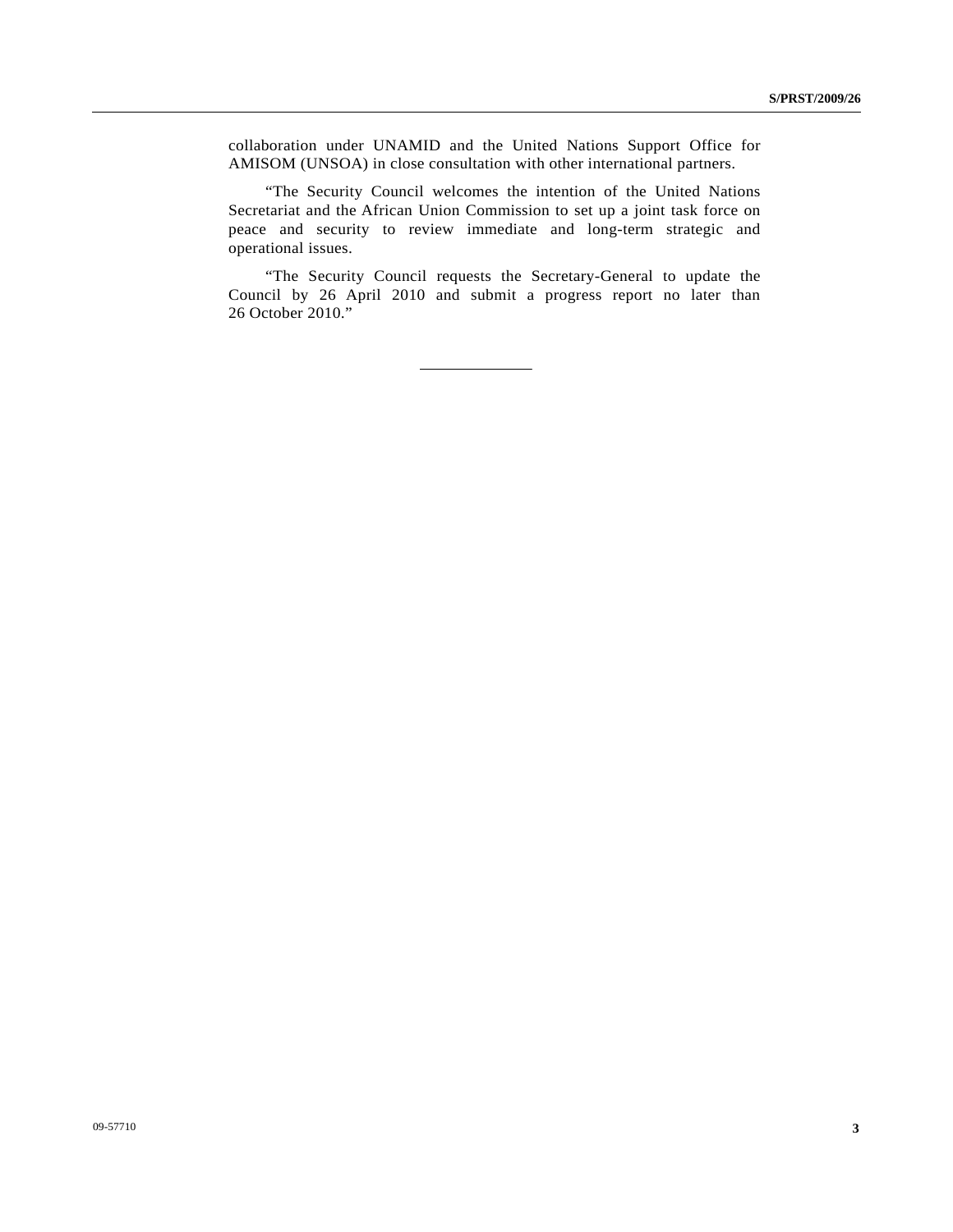collaboration under UNAMID and the United Nations Support Office for AMISOM (UNSOA) in close consultation with other international partners.

"The Security Council welcomes the intention of the United Nations Secretariat and the African Union Commission to set up a joint task force on peace and security to review immediate and long-term strategic and operational issues.

"The Security Council requests the Secretary-General to update the Council by 26 April 2010 and submit a progress report no later than 26 October 2010."